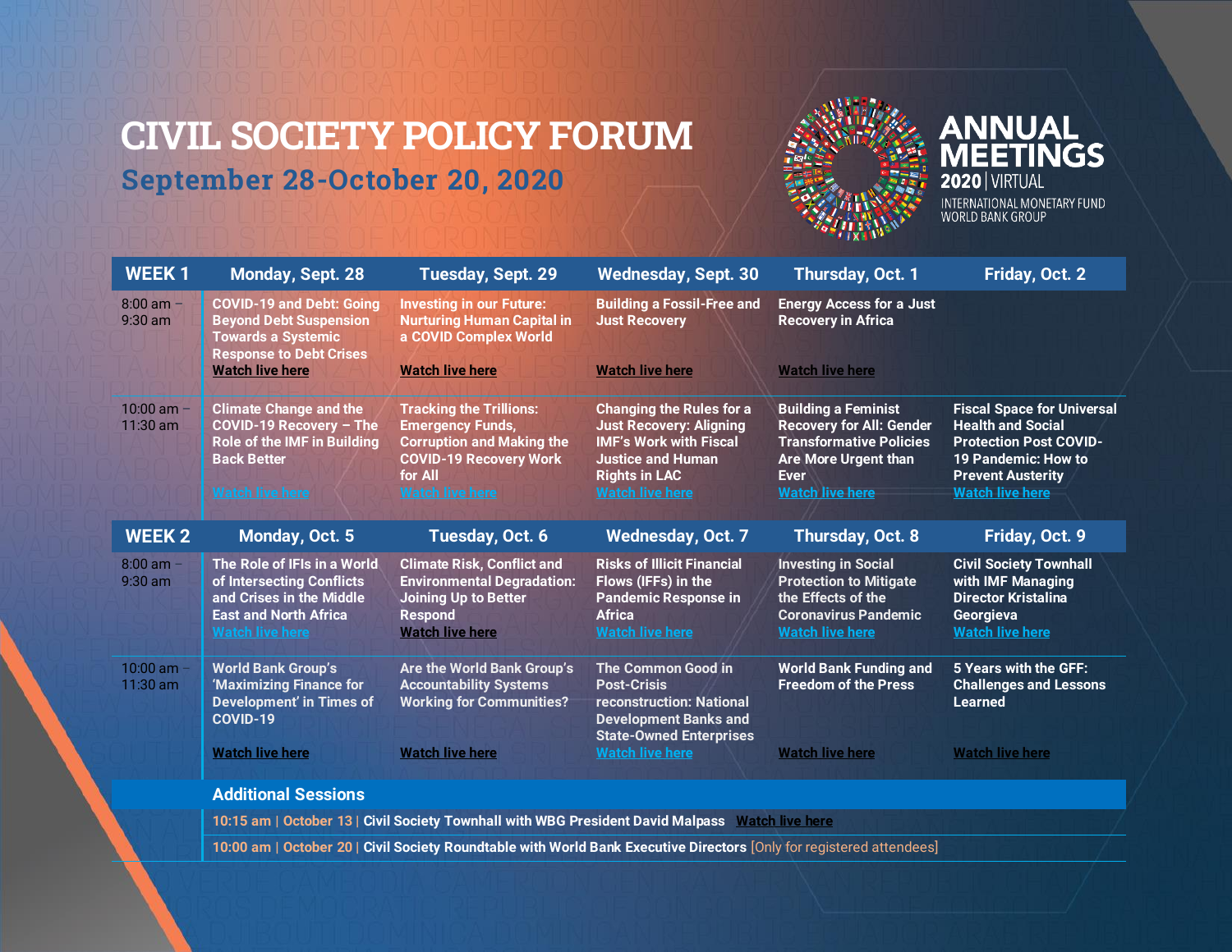# CIVIL SOCIETY POLICY FORUM

## September 28-October 20, 2020

ANNUAL MEETINGS 2020 | VIRTUAL
INTERNATIONAL MONETARY FUND
WORLD BANK GROUP

| WEEK 1 | Monday, Sept. 28 | Tuesday, Sept. 29 | Wednesday, Sept. 30 | Thursday, Oct. 1 | Friday, Oct. 2 |
|---|---|---|---|---|---|
| 8:00 am – 9:30 am | COVID-19 and Debt: Going Beyond Debt Suspension Towards a Systemic Response to Debt Crises Watch live here | Investing in our Future: Nurturing Human Capital in a COVID Complex World Watch live here | Building a Fossil-Free and Just Recovery Watch live here | Energy Access for a Just Recovery in Africa Watch live here | |
| 10:00 am – 11:30 am | Climate Change and the COVID-19 Recovery – The Role of the IMF in Building Back Better Watch live here | Tracking the Trillions: Emergency Funds, Corruption and Making the COVID-19 Recovery Work for All Watch live here | Changing the Rules for a Just Recovery: Aligning IMF's Work with Fiscal Justice and Human Rights in LAC Watch live here | Building a Feminist Recovery for All: Gender Transformative Policies Are More Urgent than Ever Watch live here | Fiscal Space for Universal Health and Social Protection Post COVID-19 Pandemic: How to Prevent Austerity Watch live here |
| **WEEK 2** | **Monday, Oct. 5** | **Tuesday, Oct. 6** | **Wednesday, Oct. 7** | **Thursday, Oct. 8** | **Friday, Oct. 9** |
| 8:00 am – 9:30 am | The Role of IFIs in a World of Intersecting Conflicts and Crises in the Middle East and North Africa Watch live here | Climate Risk, Conflict and Environmental Degradation: Joining Up to Better Respond Watch live here | Risks of Illicit Financial Flows (IFFs) in the Pandemic Response in Africa Watch live here | Investing in Social Protection to Mitigate the Effects of the Coronavirus Pandemic Watch live here | Civil Society Townhall with IMF Managing Director Kristalina Georgieva Watch live here |
| 10:00 am – 11:30 am | World Bank Group's 'Maximizing Finance for Development' in Times of COVID-19 Watch live here | Are the World Bank Group's Accountability Systems Working for Communities? Watch live here | The Common Good in Post-Crisis reconstruction: National Development Banks and State-Owned Enterprises Watch live here | World Bank Funding and Freedom of the Press Watch live here | 5 Years with the GFF: Challenges and Lessons Learned Watch live here |

## Additional Sessions

10:15 am | October 13 | Civil Society Townhall with WBG President David Malpass Watch live here

10:00 am | October 20 | Civil Society Roundtable with World Bank Executive Directors [Only for registered attendees]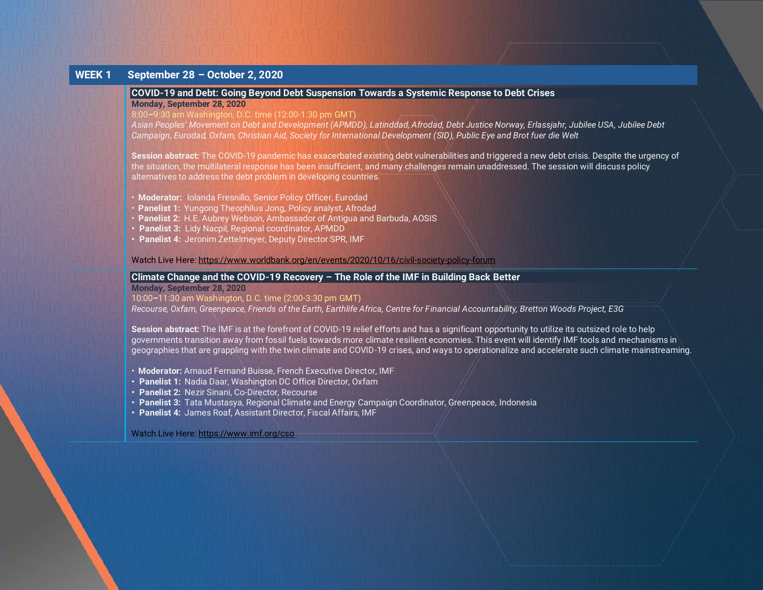## WEEK 1 September 28 – October 2, 2020

### COVID-19 and Debt: Going Beyond Debt Suspension Towards a Systemic Response to Debt Crises

**Monday, September 28, 2020**

8:00–9:30 am Washington, D.C. time (12:00-1:30 pm GMT)

*Asian Peoples' Movement on Debt and Development (APMDD), Latinddad, Afrodad, Debt Justice Norway, Erlassjahr, Jubilee USA, Jubilee Debt Campaign, Eurodad, Oxfam, Christian Aid, Society for International Development (SID), Public Eye and Brot fuer die Welt*

**Session abstract:** The COVID-19 pandemic has exacerbated existing debt vulnerabilities and triggered a new debt crisis. Despite the urgency of the situation, the multilateral response has been insufficient, and many challenges remain unaddressed. The session will discuss policy alternatives to address the debt problem in developing countries.

- **Moderator:** Iolanda Fresnillo, Senior Policy Officer, Eurodad
- **Panelist 1:** Yungong Theophilus Jong, Policy analyst, Afrodad
- **Panelist 2:** H.E. Aubrey Webson, Ambassador of Antigua and Barbuda, AOSIS
- **Panelist 3:** Lidy Nacpil, Regional coordinator, APMDD
- **Panelist 4:** Jeronim Zettelmeyer, Deputy Director SPR, IMF

Watch Live Here: https://www.worldbank.org/en/events/2020/10/16/civil-society-policy-forum

### Climate Change and the COVID-19 Recovery – The Role of the IMF in Building Back Better

**Monday, September 28, 2020**

10:00–11:30 am Washington, D.C. time (2:00-3:30 pm GMT)

*Recourse, Oxfam, Greenpeace, Friends of the Earth, Earthlife Africa, Centre for Financial Accountability, Bretton Woods Project, E3G*

**Session abstract:** The IMF is at the forefront of COVID-19 relief efforts and has a significant opportunity to utilize its outsized role to help governments transition away from fossil fuels towards more climate resilient economies. This event will identify IMF tools and mechanisms in geographies that are grappling with the twin climate and COVID-19 crises, and ways to operationalize and accelerate such climate mainstreaming.

- **Moderator:** Arnaud Fernand Buisse, French Executive Director, IMF
- **Panelist 1:** Nadia Daar, Washington DC Office Director, Oxfam
- **Panelist 2:** Nezir Sinani, Co-Director, Recourse
- **Panelist 3:** Tata Mustasya, Regional Climate and Energy Campaign Coordinator, Greenpeace, Indonesia
- **Panelist 4:** James Roaf, Assistant Director, Fiscal Affairs, IMF

Watch Live Here: https://www.imf.org/cso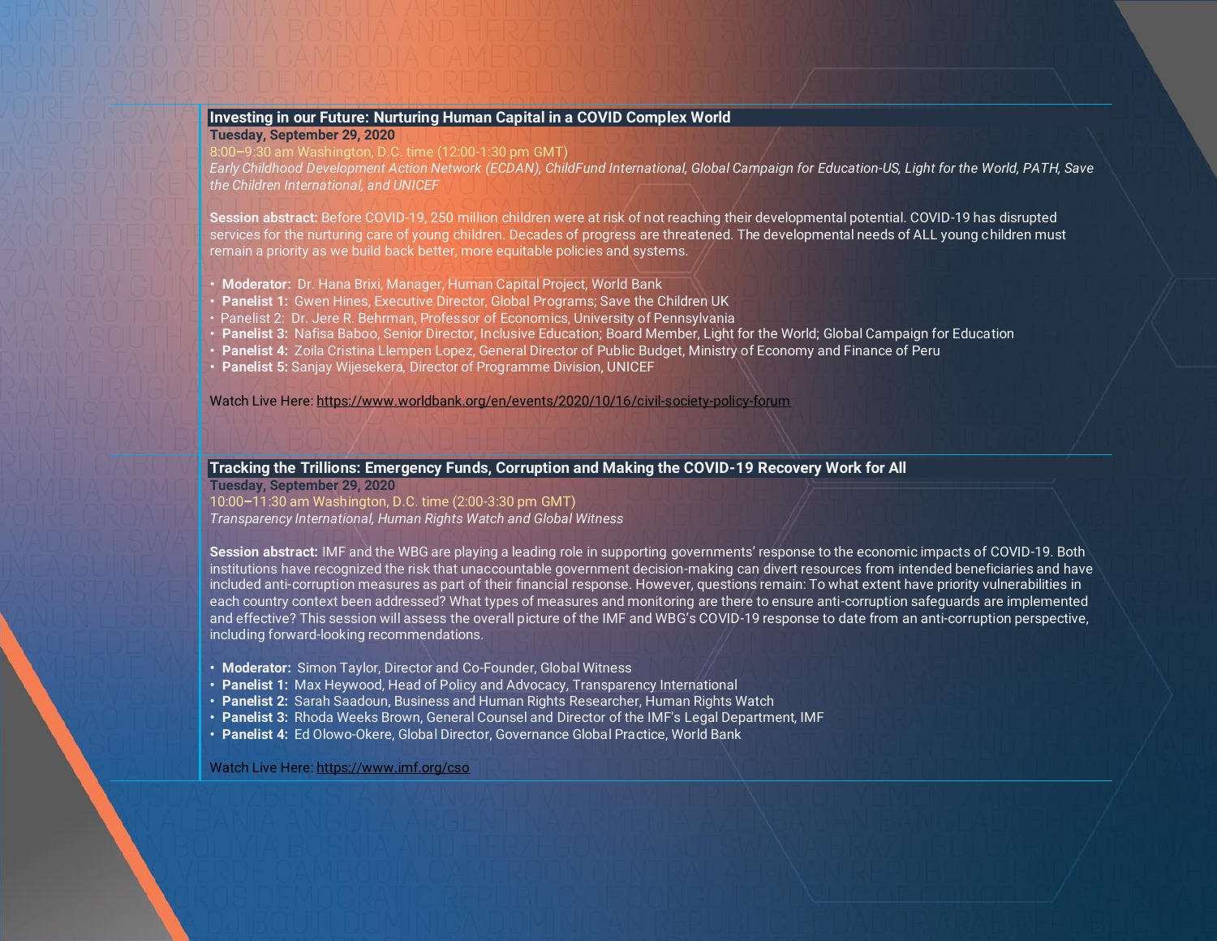## Investing in our Future: Nurturing Human Capital in a COVID Complex World

**Tuesday, September 29, 2020**

8:00–9:30 am Washington, D.C. time (12:00-1:30 pm GMT)

*Early Childhood Development Action Network (ECDAN), ChildFund International, Global Campaign for Education-US, Light for the World, PATH, Save the Children International, and UNICEF*

**Session abstract:** Before COVID-19, 250 million children were at risk of not reaching their developmental potential. COVID-19 has disrupted services for the nurturing care of young children. Decades of progress are threatened. The developmental needs of ALL young children must remain a priority as we build back better, more equitable policies and systems.

- **Moderator:** Dr. Hana Brixi, Manager, Human Capital Project, World Bank
- **Panelist 1:** Gwen Hines, Executive Director, Global Programs; Save the Children UK
- Panelist 2: Dr. Jere R. Behrman, Professor of Economics, University of Pennsylvania
- **Panelist 3:** Nafisa Baboo, Senior Director, Inclusive Education; Board Member, Light for the World; Global Campaign for Education
- **Panelist 4:** Zoila Cristina Llempen Lopez, General Director of Public Budget, Ministry of Economy and Finance of Peru
- **Panelist 5:** Sanjay Wijesekera, Director of Programme Division, UNICEF

Watch Live Here: https://www.worldbank.org/en/events/2020/10/16/civil-society-policy-forum

## Tracking the Trillions: Emergency Funds, Corruption and Making the COVID-19 Recovery Work for All

**Tuesday, September 29, 2020**

10:00–11:30 am Washington, D.C. time (2:00-3:30 pm GMT)

*Transparency International, Human Rights Watch and Global Witness*

**Session abstract:** IMF and the WBG are playing a leading role in supporting governments' response to the economic impacts of COVID-19. Both institutions have recognized the risk that unaccountable government decision-making can divert resources from intended beneficiaries and have included anti-corruption measures as part of their financial response. However, questions remain: To what extent have priority vulnerabilities in each country context been addressed? What types of measures and monitoring are there to ensure anti-corruption safeguards are implemented and effective? This session will assess the overall picture of the IMF and WBG's COVID-19 response to date from an anti-corruption perspective, including forward-looking recommendations.

- **Moderator:** Simon Taylor, Director and Co-Founder, Global Witness
- **Panelist 1:** Max Heywood, Head of Policy and Advocacy, Transparency International
- **Panelist 2:** Sarah Saadoun, Business and Human Rights Researcher, Human Rights Watch
- **Panelist 3:** Rhoda Weeks Brown, General Counsel and Director of the IMF's Legal Department, IMF
- **Panelist 4:** Ed Olowo-Okere, Global Director, Governance Global Practice, World Bank

Watch Live Here: https://www.imf.org/cso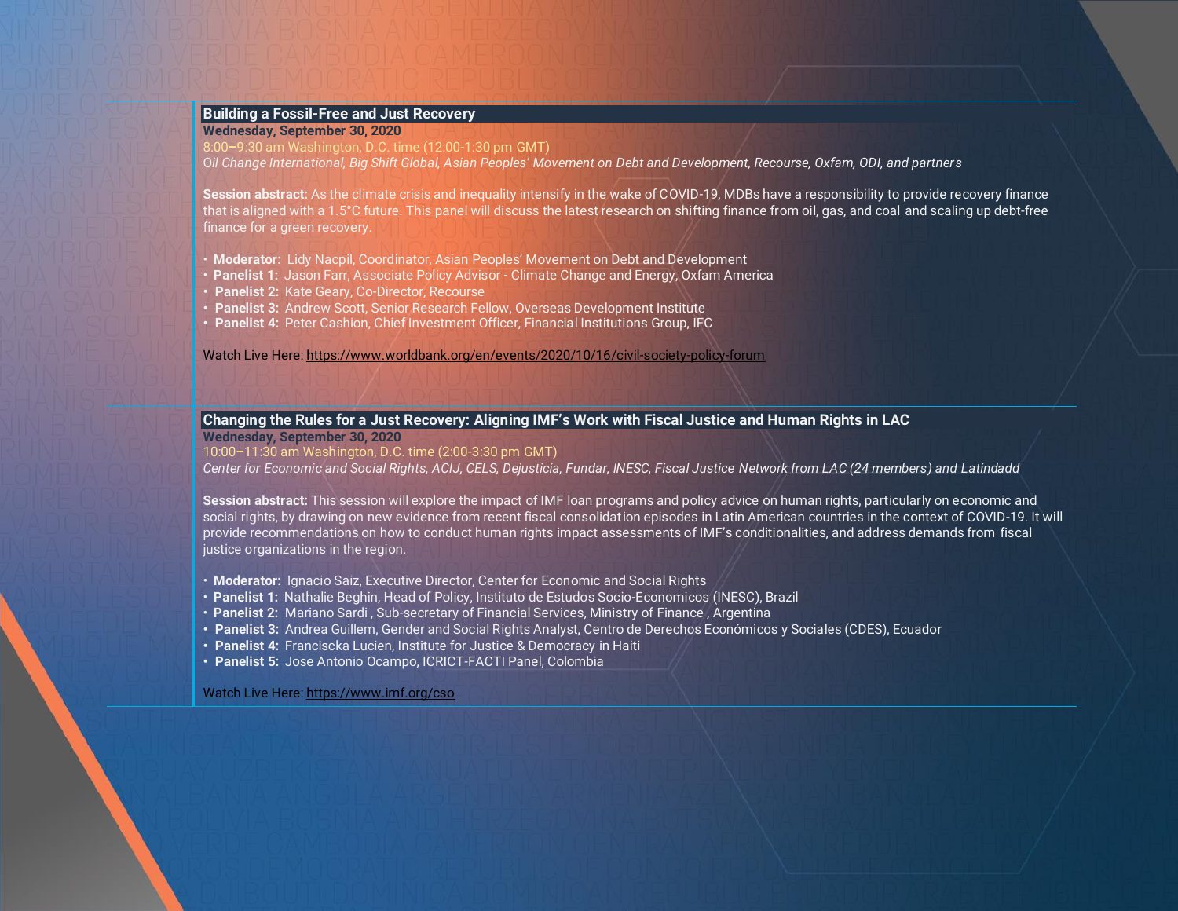## Building a Fossil-Free and Just Recovery

**Wednesday, September 30, 2020**

8:00–9:30 am Washington, D.C. time (12:00-1:30 pm GMT)

*Oil Change International, Big Shift Global, Asian Peoples' Movement on Debt and Development, Recourse, Oxfam, ODI, and partners*

**Session abstract:** As the climate crisis and inequality intensify in the wake of COVID-19, MDBs have a responsibility to provide recovery finance that is aligned with a 1.5°C future. This panel will discuss the latest research on shifting finance from oil, gas, and coal and scaling up debt-free finance for a green recovery.

- **Moderator:** Lidy Nacpil, Coordinator, Asian Peoples' Movement on Debt and Development
- **Panelist 1:** Jason Farr, Associate Policy Advisor - Climate Change and Energy, Oxfam America
- **Panelist 2:** Kate Geary, Co-Director, Recourse
- **Panelist 3:** Andrew Scott, Senior Research Fellow, Overseas Development Institute
- **Panelist 4:** Peter Cashion, Chief Investment Officer, Financial Institutions Group, IFC

Watch Live Here: https://www.worldbank.org/en/events/2020/10/16/civil-society-policy-forum

## Changing the Rules for a Just Recovery: Aligning IMF's Work with Fiscal Justice and Human Rights in LAC

**Wednesday, September 30, 2020**

10:00–11:30 am Washington, D.C. time (2:00-3:30 pm GMT)

*Center for Economic and Social Rights, ACIJ, CELS, Dejusticia, Fundar, INESC, Fiscal Justice Network from LAC (24 members) and Latindadd*

**Session abstract:** This session will explore the impact of IMF loan programs and policy advice on human rights, particularly on economic and social rights, by drawing on new evidence from recent fiscal consolidation episodes in Latin American countries in the context of COVID-19. It will provide recommendations on how to conduct human rights impact assessments of IMF's conditionalities, and address demands from fiscal justice organizations in the region.

- **Moderator:** Ignacio Saiz, Executive Director, Center for Economic and Social Rights
- **Panelist 1:** Nathalie Beghin, Head of Policy, Instituto de Estudos Socio-Economicos (INESC), Brazil
- **Panelist 2:** Mariano Sardi , Sub-secretary of Financial Services, Ministry of Finance , Argentina
- **Panelist 3:** Andrea Guillem, Gender and Social Rights Analyst, Centro de Derechos Económicos y Sociales (CDES), Ecuador
- **Panelist 4:** Franciscka Lucien, Institute for Justice & Democracy in Haiti
- **Panelist 5:** Jose Antonio Ocampo, ICRICT-FACTI Panel, Colombia

Watch Live Here: https://www.imf.org/cso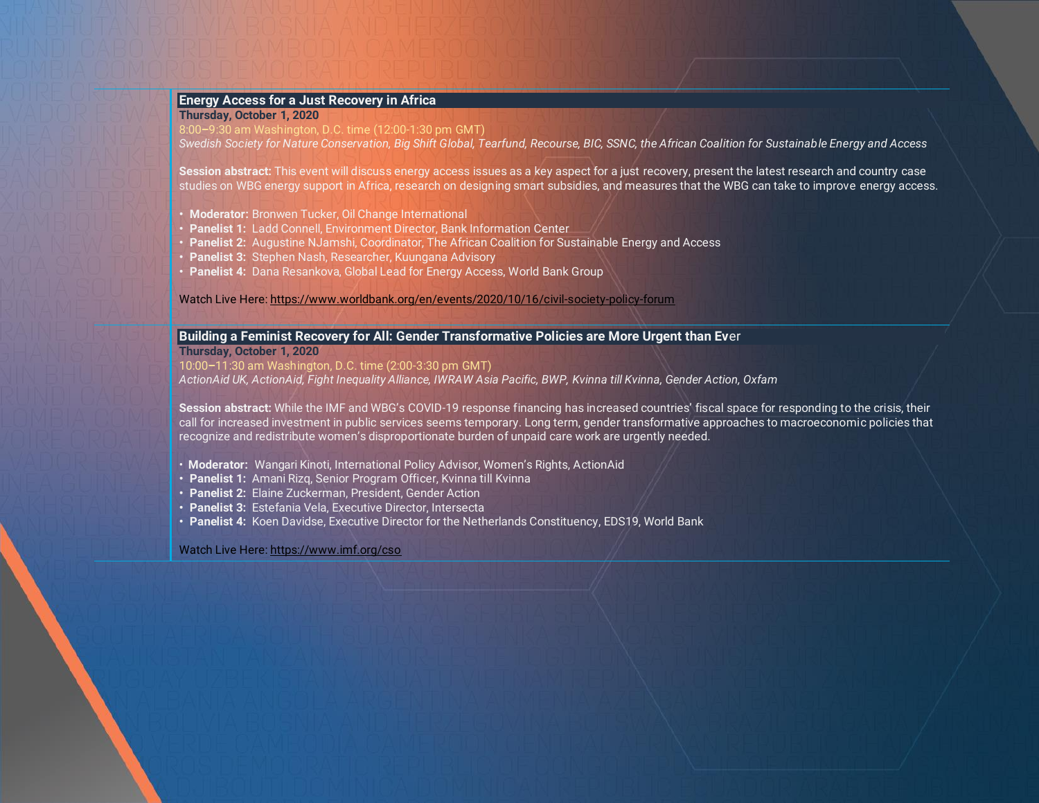## Energy Access for a Just Recovery in Africa

**Thursday, October 1, 2020**

8:00–9:30 am Washington, D.C. time (12:00-1:30 pm GMT)

*Swedish Society for Nature Conservation, Big Shift Global, Tearfund, Recourse, BIC, SSNC, the African Coalition for Sustainable Energy and Access*

**Session abstract:** This event will discuss energy access issues as a key aspect for a just recovery, present the latest research and country case studies on WBG energy support in Africa, research on designing smart subsidies, and measures that the WBG can take to improve energy access.

- **Moderator:** Bronwen Tucker, Oil Change International
- **Panelist 1:** Ladd Connell, Environment Director, Bank Information Center
- **Panelist 2:** Augustine NJamshi, Coordinator, The African Coalition for Sustainable Energy and Access
- **Panelist 3:** Stephen Nash, Researcher, Kuungana Advisory
- **Panelist 4:** Dana Resankova, Global Lead for Energy Access, World Bank Group

Watch Live Here: https://www.worldbank.org/en/events/2020/10/16/civil-society-policy-forum

## Building a Feminist Recovery for All: Gender Transformative Policies are More Urgent than Ever

**Thursday, October 1, 2020**

10:00–11:30 am Washington, D.C. time (2:00-3:30 pm GMT)

*ActionAid UK, ActionAid, Fight Inequality Alliance, IWRAW Asia Pacific, BWP, Kvinna till Kvinna, Gender Action, Oxfam*

**Session abstract:** While the IMF and WBG's COVID-19 response financing has increased countries' fiscal space for responding to the crisis, their call for increased investment in public services seems temporary. Long term, gender transformative approaches to macroeconomic policies that recognize and redistribute women's disproportionate burden of unpaid care work are urgently needed.

- **Moderator:** Wangari Kinoti, International Policy Advisor, Women's Rights, ActionAid
- **Panelist 1:** Amani Rizq, Senior Program Officer, Kvinna till Kvinna
- **Panelist 2:** Elaine Zuckerman, President, Gender Action
- **Panelist 3:** Estefania Vela, Executive Director, Intersecta
- **Panelist 4:** Koen Davidse, Executive Director for the Netherlands Constituency, EDS19, World Bank

Watch Live Here: https://www.imf.org/cso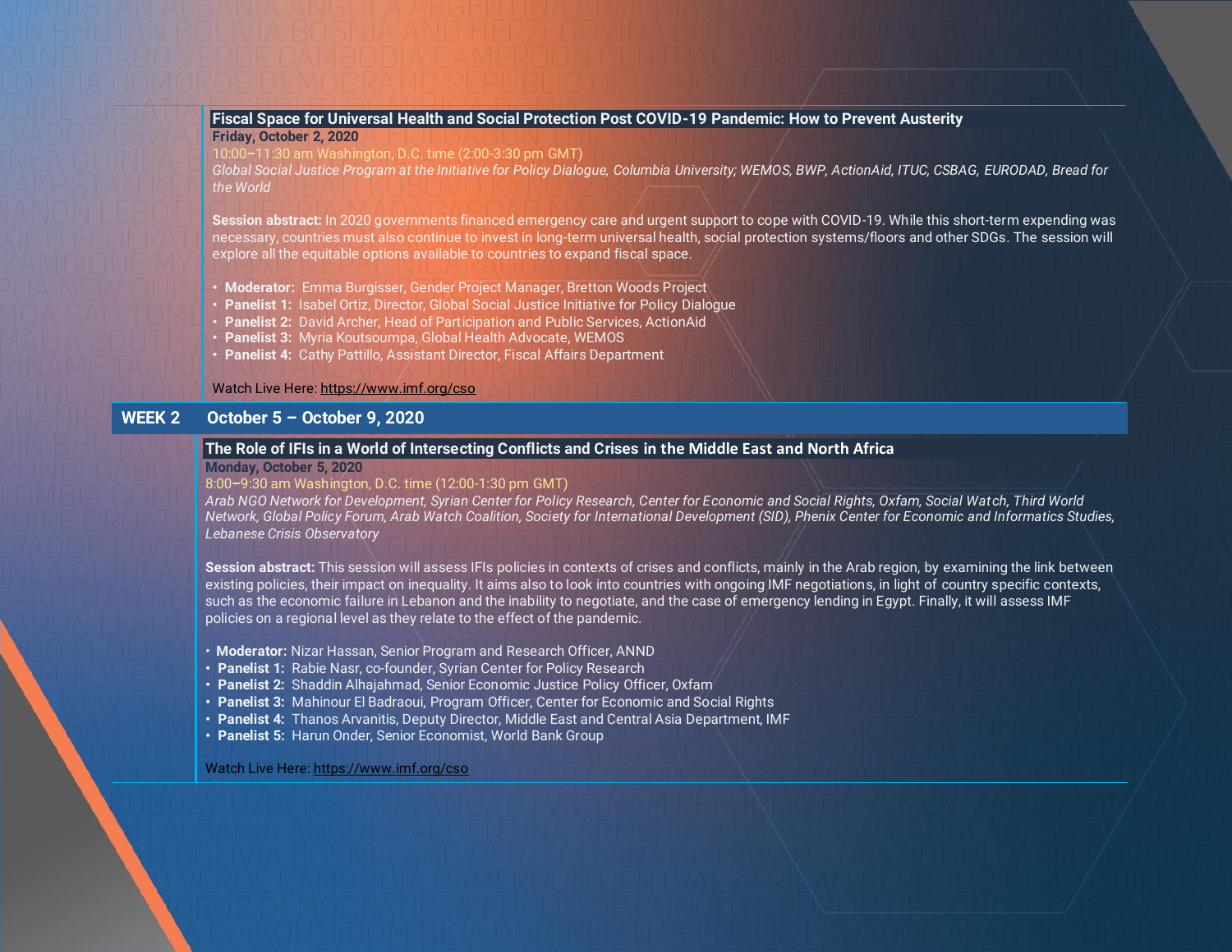### Fiscal Space for Universal Health and Social Protection Post COVID-19 Pandemic: How to Prevent Austerity

**Friday, October 2, 2020**

10:00–11:30 am Washington, D.C. time (2:00-3:30 pm GMT)

*Global Social Justice Program at the Initiative for Policy Dialogue, Columbia University; WEMOS, BWP, ActionAid, ITUC, CSBAG, EURODAD, Bread for the World*

**Session abstract:** In 2020 governments financed emergency care and urgent support to cope with COVID-19. While this short-term expending was necessary, countries must also continue to invest in long-term universal health, social protection systems/floors and other SDGs. The session will explore all the equitable options available to countries to expand fiscal space.

- **Moderator:** Emma Burgisser, Gender Project Manager, Bretton Woods Project
- **Panelist 1:** Isabel Ortiz, Director, Global Social Justice Initiative for Policy Dialogue
- **Panelist 2:** David Archer, Head of Participation and Public Services, ActionAid
- **Panelist 3:** Myria Koutsoumpa, Global Health Advocate, WEMOS
- **Panelist 4:** Cathy Pattillo, Assistant Director, Fiscal Affairs Department

Watch Live Here: https://www.imf.org/cso

## WEEK 2 October 5 – October 9, 2020

### The Role of IFIs in a World of Intersecting Conflicts and Crises in the Middle East and North Africa

**Monday, October 5, 2020**

8:00–9:30 am Washington, D.C. time (12:00-1:30 pm GMT)

*Arab NGO Network for Development, Syrian Center for Policy Research, Center for Economic and Social Rights, Oxfam, Social Watch, Third World Network, Global Policy Forum, Arab Watch Coalition, Society for International Development (SID), Phenix Center for Economic and Informatics Studies, Lebanese Crisis Observatory*

**Session abstract:** This session will assess IFIs policies in contexts of crises and conflicts, mainly in the Arab region, by examining the link between existing policies, their impact on inequality. It aims also to look into countries with ongoing IMF negotiations, in light of country specific contexts, such as the economic failure in Lebanon and the inability to negotiate, and the case of emergency lending in Egypt. Finally, it will assess IMF policies on a regional level as they relate to the effect of the pandemic.

- **Moderator:** Nizar Hassan, Senior Program and Research Officer, ANND
- **Panelist 1:** Rabie Nasr, co-founder, Syrian Center for Policy Research
- **Panelist 2:** Shaddin Alhajahmad, Senior Economic Justice Policy Officer, Oxfam
- **Panelist 3:** Mahinour El Badraoui, Program Officer, Center for Economic and Social Rights
- **Panelist 4:** Thanos Arvanitis, Deputy Director, Middle East and Central Asia Department, IMF
- **Panelist 5:** Harun Onder, Senior Economist, World Bank Group

Watch Live Here: https://www.imf.org/cso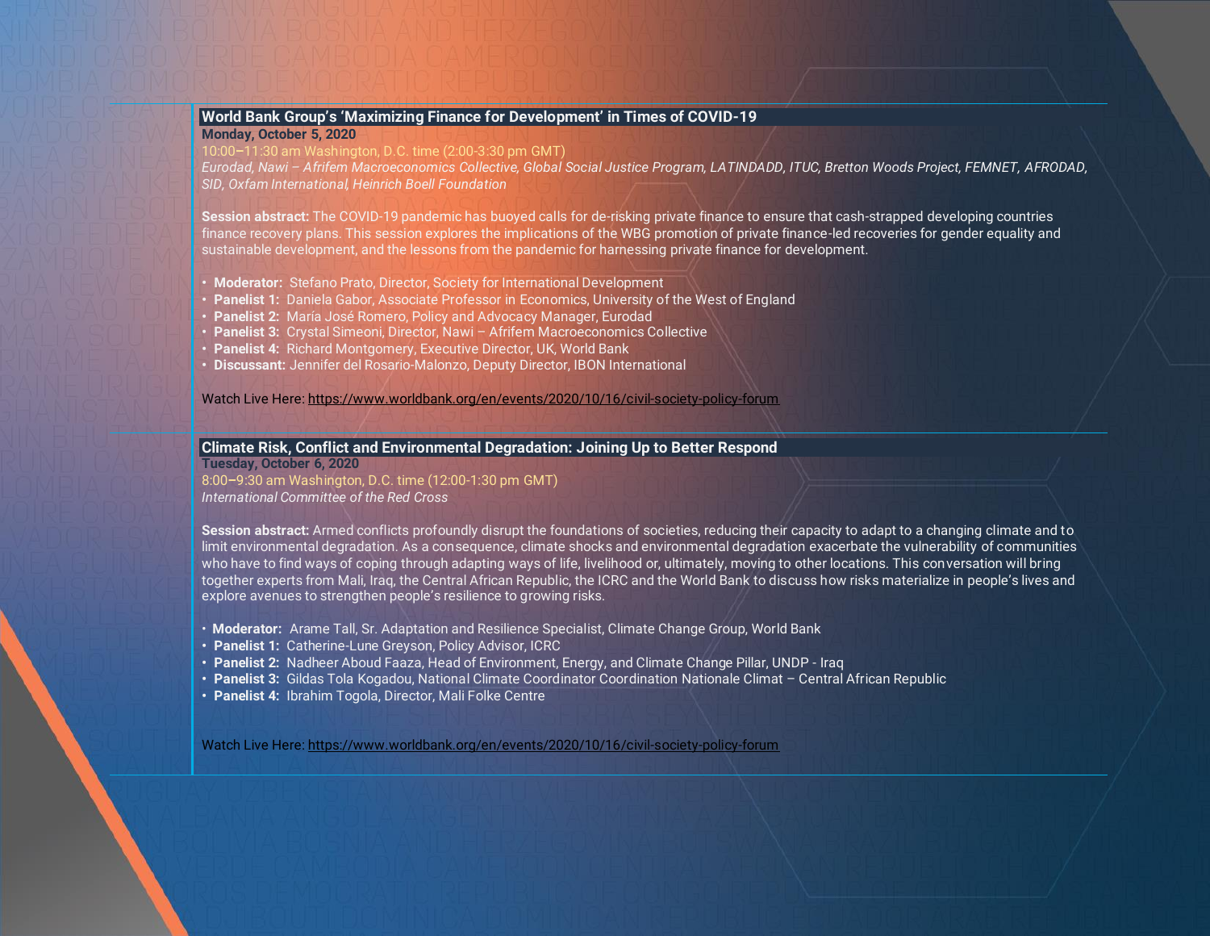## World Bank Group's 'Maximizing Finance for Development' in Times of COVID-19

**Monday, October 5, 2020**

10:00–11:30 am Washington, D.C. time (2:00-3:30 pm GMT)

*Eurodad, Nawi – Afrifem Macroeconomics Collective, Global Social Justice Program, LATINDADD, ITUC, Bretton Woods Project, FEMNET, AFRODAD, SID, Oxfam International, Heinrich Boell Foundation*

**Session abstract:** The COVID-19 pandemic has buoyed calls for de-risking private finance to ensure that cash-strapped developing countries finance recovery plans. This session explores the implications of the WBG promotion of private finance-led recoveries for gender equality and sustainable development, and the lessons from the pandemic for harnessing private finance for development.

- **Moderator:** Stefano Prato, Director, Society for International Development
- **Panelist 1:** Daniela Gabor, Associate Professor in Economics, University of the West of England
- **Panelist 2:** María José Romero, Policy and Advocacy Manager, Eurodad
- **Panelist 3:** Crystal Simeoni, Director, Nawi – Afrifem Macroeconomics Collective
- **Panelist 4:** Richard Montgomery, Executive Director, UK, World Bank
- **Discussant:** Jennifer del Rosario-Malonzo, Deputy Director, IBON International

Watch Live Here: https://www.worldbank.org/en/events/2020/10/16/civil-society-policy-forum

## Climate Risk, Conflict and Environmental Degradation: Joining Up to Better Respond

**Tuesday, October 6, 2020**

8:00–9:30 am Washington, D.C. time (12:00-1:30 pm GMT)

*International Committee of the Red Cross*

**Session abstract:** Armed conflicts profoundly disrupt the foundations of societies, reducing their capacity to adapt to a changing climate and to limit environmental degradation. As a consequence, climate shocks and environmental degradation exacerbate the vulnerability of communities who have to find ways of coping through adapting ways of life, livelihood or, ultimately, moving to other locations. This conversation will bring together experts from Mali, Iraq, the Central African Republic, the ICRC and the World Bank to discuss how risks materialize in people's lives and explore avenues to strengthen people's resilience to growing risks.

- **Moderator:** Arame Tall, Sr. Adaptation and Resilience Specialist, Climate Change Group, World Bank
- **Panelist 1:** Catherine-Lune Greyson, Policy Advisor, ICRC
- **Panelist 2:** Nadheer Aboud Faaza, Head of Environment, Energy, and Climate Change Pillar, UNDP - Iraq
- **Panelist 3:** Gildas Tola Kogadou, National Climate Coordinator Coordination Nationale Climat – Central African Republic
- **Panelist 4:** Ibrahim Togola, Director, Mali Folke Centre

Watch Live Here: https://www.worldbank.org/en/events/2020/10/16/civil-society-policy-forum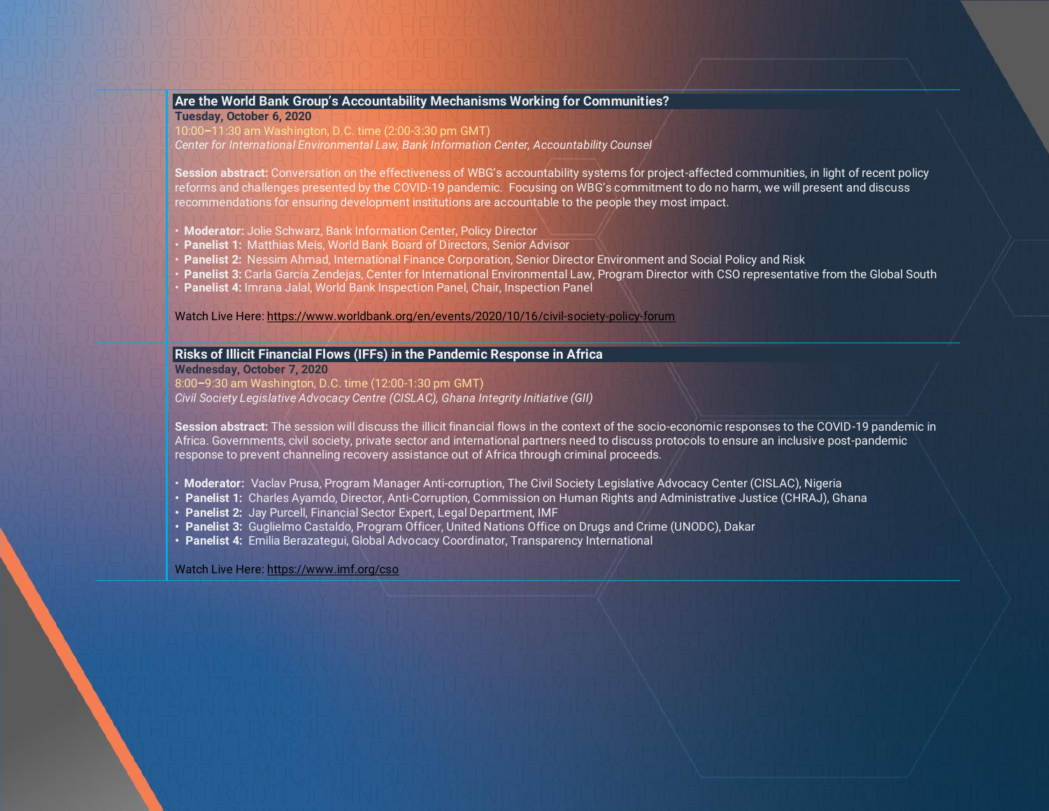## Are the World Bank Group's Accountability Mechanisms Working for Communities?

**Tuesday, October 6, 2020**

10:00–11:30 am Washington, D.C. time (2:00-3:30 pm GMT)

*Center for International Environmental Law, Bank Information Center, Accountability Counsel*

**Session abstract:** Conversation on the effectiveness of WBG's accountability systems for project-affected communities, in light of recent policy reforms and challenges presented by the COVID-19 pandemic. Focusing on WBG's commitment to do no harm, we will present and discuss recommendations for ensuring development institutions are accountable to the people they most impact.

- **Moderator:** Jolie Schwarz, Bank Information Center, Policy Director
- **Panelist 1:** Matthias Meis, World Bank Board of Directors, Senior Advisor
- **Panelist 2:** Nessim Ahmad, International Finance Corporation, Senior Director Environment and Social Policy and Risk
- **Panelist 3:** Carla García Zendejas, Center for International Environmental Law, Program Director with CSO representative from the Global South
- **Panelist 4:** Imrana Jalal, World Bank Inspection Panel, Chair, Inspection Panel

Watch Live Here: https://www.worldbank.org/en/events/2020/10/16/civil-society-policy-forum

## Risks of Illicit Financial Flows (IFFs) in the Pandemic Response in Africa

**Wednesday, October 7, 2020**

8:00–9:30 am Washington, D.C. time (12:00-1:30 pm GMT)

*Civil Society Legislative Advocacy Centre (CISLAC), Ghana Integrity Initiative (GII)*

**Session abstract:** The session will discuss the illicit financial flows in the context of the socio-economic responses to the COVID-19 pandemic in Africa. Governments, civil society, private sector and international partners need to discuss protocols to ensure an inclusive post-pandemic response to prevent channeling recovery assistance out of Africa through criminal proceeds.

- **Moderator:** Vaclav Prusa, Program Manager Anti-corruption, The Civil Society Legislative Advocacy Centre (CISLAC), Nigeria
- **Panelist 1:** Charles Ayamdo, Director, Anti-Corruption, Commission on Human Rights and Administrative Justice (CHRAJ), Ghana
- **Panelist 2:** Jay Purcell, Financial Sector Expert, Legal Department, IMF
- **Panelist 3:** Guglielmo Castaldo, Program Officer, United Nations Office on Drugs and Crime (UNODC), Dakar
- **Panelist 4:** Emilia Berazategui, Global Advocacy Coordinator, Transparency International

Watch Live Here: https://www.imf.org/cso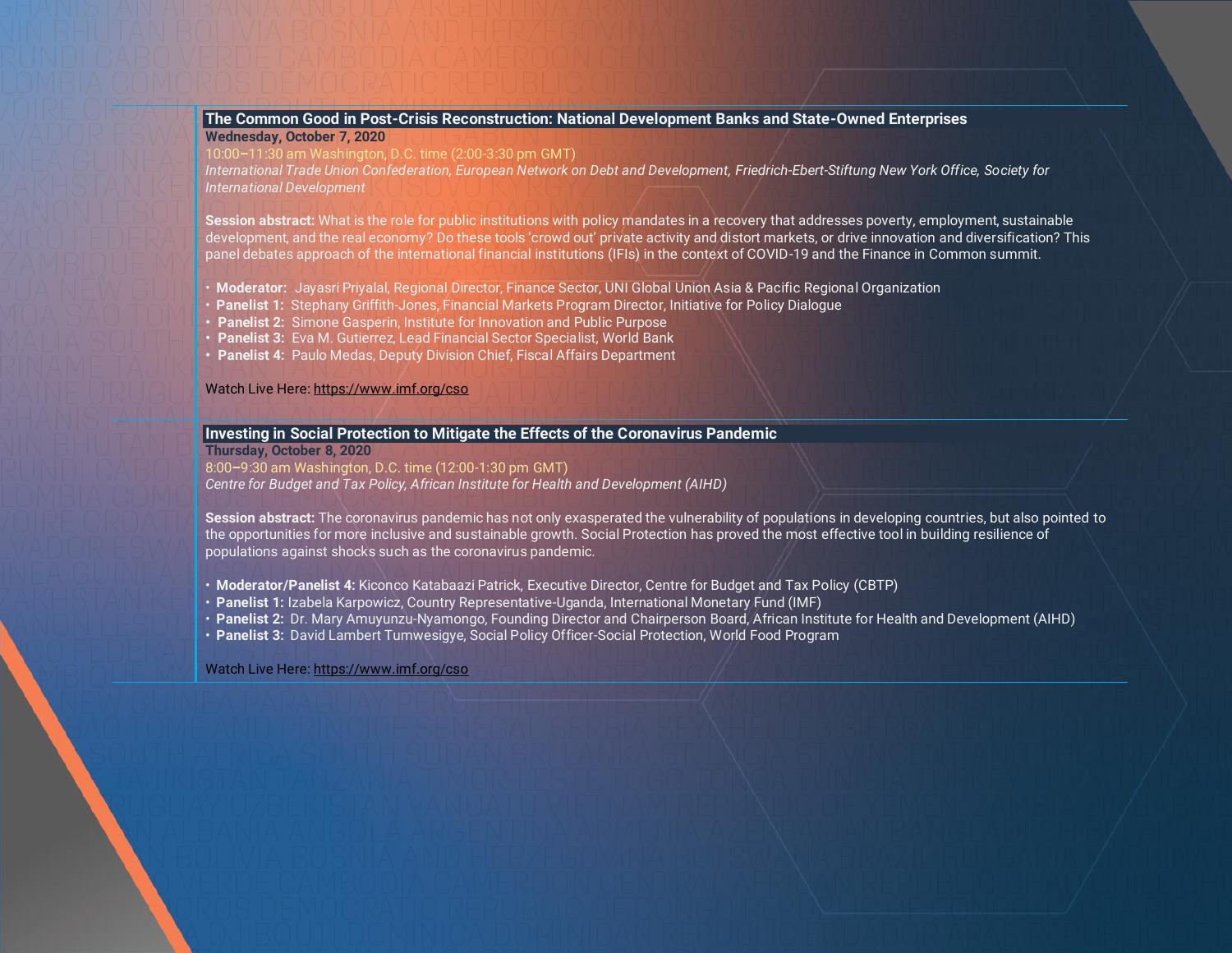## The Common Good in Post-Crisis Reconstruction: National Development Banks and State-Owned Enterprises

**Wednesday, October 7, 2020**

10:00–11:30 am Washington, D.C. time (2:00-3:30 pm GMT)

*International Trade Union Confederation, European Network on Debt and Development, Friedrich-Ebert-Stiftung New York Office, Society for International Development*

**Session abstract:** What is the role for public institutions with policy mandates in a recovery that addresses poverty, employment, sustainable development, and the real economy? Do these tools 'crowd out' private activity and distort markets, or drive innovation and diversification? This panel debates approach of the international financial institutions (IFIs) in the context of COVID-19 and the Finance in Common summit.

- **Moderator:** Jayasri Priyalal, Regional Director, Finance Sector, UNI Global Union Asia & Pacific Regional Organization
- **Panelist 1:** Stephany Griffith-Jones, Financial Markets Program Director, Initiative for Policy Dialogue
- **Panelist 2:** Simone Gasperin, Institute for Innovation and Public Purpose
- **Panelist 3:** Eva M. Gutierrez, Lead Financial Sector Specialist, World Bank
- **Panelist 4:** Paulo Medas, Deputy Division Chief, Fiscal Affairs Department

Watch Live Here: https://www.imf.org/cso

## Investing in Social Protection to Mitigate the Effects of the Coronavirus Pandemic

**Thursday, October 8, 2020**

8:00–9:30 am Washington, D.C. time (12:00-1:30 pm GMT)

*Centre for Budget and Tax Policy, African Institute for Health and Development (AIHD)*

**Session abstract:** The coronavirus pandemic has not only exasperated the vulnerability of populations in developing countries, but also pointed to the opportunities for more inclusive and sustainable growth. Social Protection has proved the most effective tool in building resilience of populations against shocks such as the coronavirus pandemic.

- **Moderator/Panelist 4:** Kiconco Katabaazi Patrick, Executive Director, Centre for Budget and Tax Policy (CBTP)
- **Panelist 1:** Izabela Karpowicz, Country Representative-Uganda, International Monetary Fund (IMF)
- **Panelist 2:** Dr. Mary Amuyunzu-Nyamongo, Founding Director and Chairperson Board, African Institute for Health and Development (AIHD)
- **Panelist 3:** David Lambert Tumwesigye, Social Policy Officer-Social Protection, World Food Program

Watch Live Here: https://www.imf.org/cso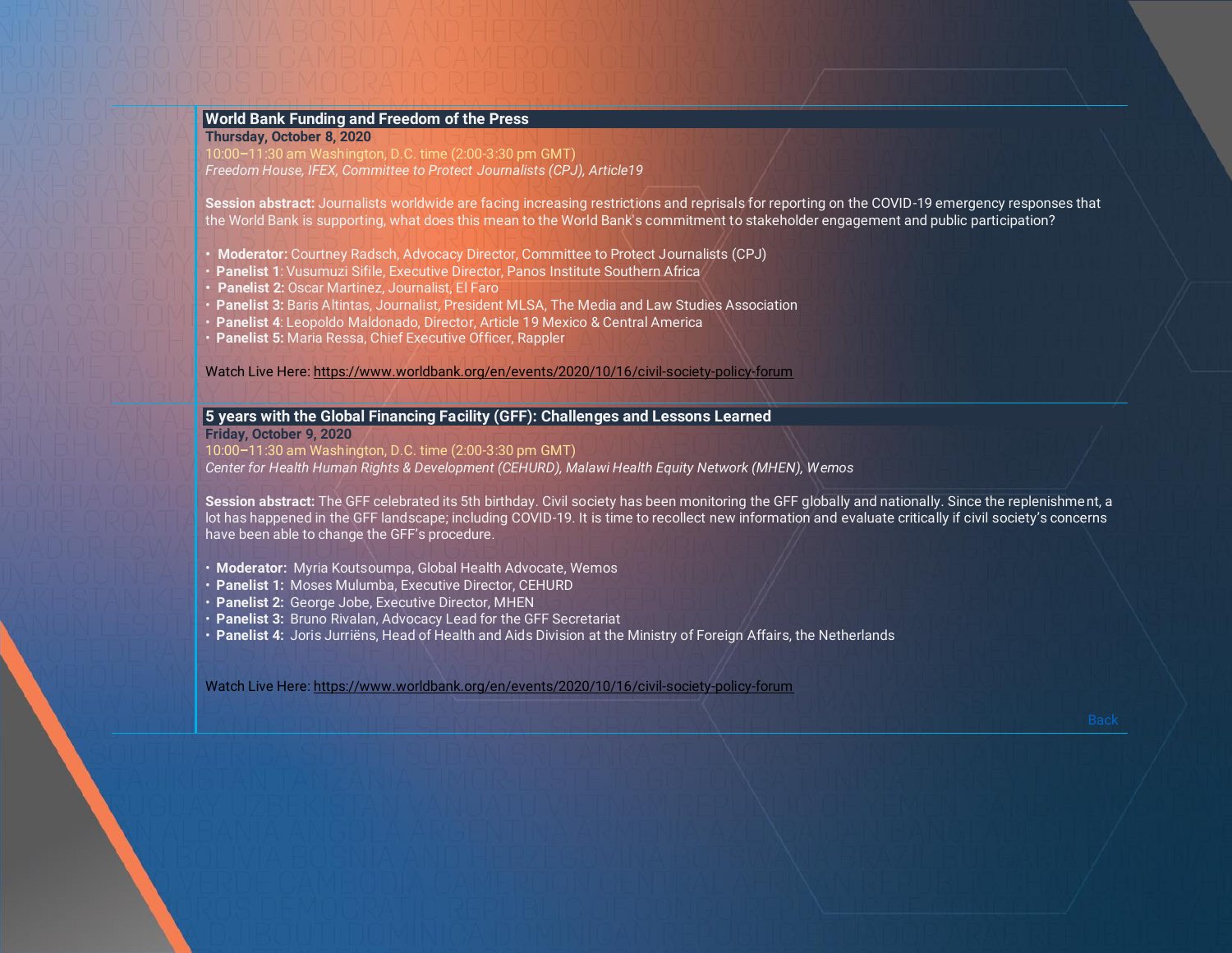## World Bank Funding and Freedom of the Press

**Thursday, October 8, 2020**

10:00–11:30 am Washington, D.C. time (2:00-3:30 pm GMT)

*Freedom House, IFEX, Committee to Protect Journalists (CPJ), Article19*

**Session abstract:** Journalists worldwide are facing increasing restrictions and reprisals for reporting on the COVID-19 emergency responses that the World Bank is supporting, what does this mean to the World Bank's commitment to stakeholder engagement and public participation?

- **Moderator:** Courtney Radsch, Advocacy Director, Committee to Protect Journalists (CPJ)
- **Panelist 1**: Vusumuzi Sifile, Executive Director, Panos Institute Southern Africa
- **Panelist 2:** Oscar Martinez, Journalist, El Faro
- **Panelist 3:** Baris Altintas, Journalist, President MLSA, The Media and Law Studies Association
- **Panelist 4**: Leopoldo Maldonado, Director, Article 19 Mexico & Central America
- **Panelist 5:** Maria Ressa, Chief Executive Officer, Rappler

Watch Live Here: https://www.worldbank.org/en/events/2020/10/16/civil-society-policy-forum

## 5 years with the Global Financing Facility (GFF): Challenges and Lessons Learned

**Friday, October 9, 2020**

10:00–11:30 am Washington, D.C. time (2:00-3:30 pm GMT)

*Center for Health Human Rights & Development (CEHURD), Malawi Health Equity Network (MHEN), Wemos*

**Session abstract:** The GFF celebrated its 5th birthday. Civil society has been monitoring the GFF globally and nationally. Since the replenishment, a lot has happened in the GFF landscape; including COVID-19. It is time to recollect new information and evaluate critically if civil society's concerns have been able to change the GFF's procedure.

- **Moderator:** Myria Koutsoumpa, Global Health Advocate, Wemos
- **Panelist 1:** Moses Mulumba, Executive Director, CEHURD
- **Panelist 2:** George Jobe, Executive Director, MHEN
- **Panelist 3:** Bruno Rivalan, Advocacy Lead for the GFF Secretariat
- **Panelist 4:** Joris Jurriëns, Head of Health and Aids Division at the Ministry of Foreign Affairs, the Netherlands

Watch Live Here: https://www.worldbank.org/en/events/2020/10/16/civil-society-policy-forum

Back